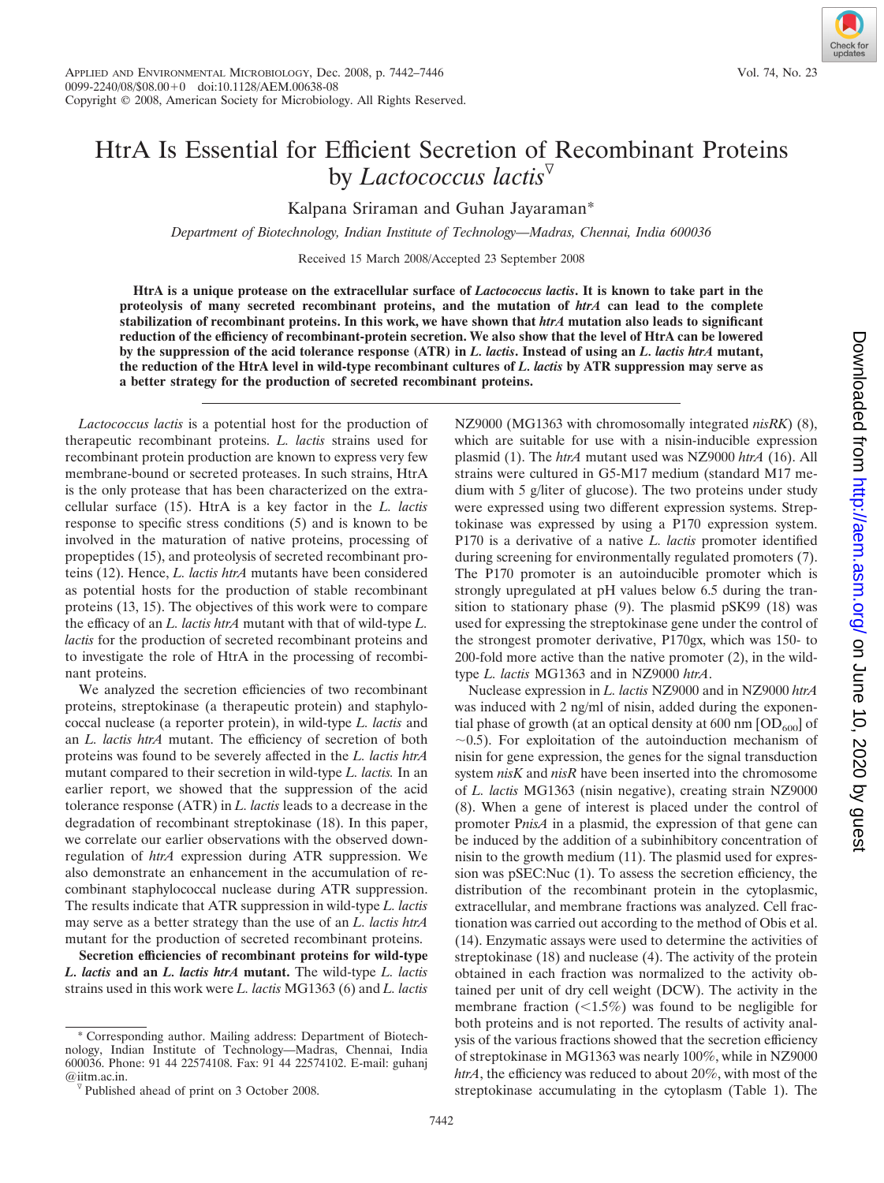# HtrA Is Essential for Efficient Secretion of Recombinant Proteins by *Lactococcus lactis*[▽]

Kalpana Sriraman and Guhan Jayaraman*

*Department of Biotechnology, Indian Institute of Technology—Madras, Chennai, India 600036*

Received 15 March 2008/Accepted 23 September 2008

**HtrA is a unique protease on the extracellular surface of *Lactococcus lactis*. It is known to take part in the proteolysis of many secreted recombinant proteins, and the mutation of *htrA* can lead to the complete stabilization of recombinant proteins. In this work, we have shown that *htrA* mutation also leads to significant reduction of the efficiency of recombinant-protein secretion. We also show that the level of HtrA can be lowered by the suppression of the acid tolerance response (ATR) in *L. lactis*. Instead of using an *L. lactis htrA* mutant, the reduction of the HtrA level in wild-type recombinant cultures of *L. lactis* by ATR suppression may serve as a better strategy for the production of secreted recombinant proteins.**

*Lactococcus lactis* is a potential host for the production of therapeutic recombinant proteins. *L. lactis* strains used for recombinant protein production are known to express very few membrane-bound or secreted proteases. In such strains, HtrA is the only protease that has been characterized on the extracellular surface (15). HtrA is a key factor in the *L. lactis* response to specific stress conditions (5) and is known to be involved in the maturation of native proteins, processing of propeptides (15), and proteolysis of secreted recombinant proteins (12). Hence, *L. lactis htrA* mutants have been considered as potential hosts for the production of stable recombinant proteins (13, 15). The objectives of this work were to compare the efficacy of an *L. lactis htrA* mutant with that of wild-type *L. lactis* for the production of secreted recombinant proteins and to investigate the role of HtrA in the processing of recombinant proteins.

We analyzed the secretion efficiencies of two recombinant proteins, streptokinase (a therapeutic protein) and staphylococcal nuclease (a reporter protein), in wild-type *L. lactis* and an *L. lactis htrA* mutant. The efficiency of secretion of both proteins was found to be severely affected in the *L. lactis htrA* mutant compared to their secretion in wild-type *L. lactis*. In an earlier report, we showed that the suppression of the acid tolerance response (ATR) in *L. lactis* leads to a decrease in the degradation of recombinant streptokinase (18). In this paper, we correlate our earlier observations with the observed downregulation of *htrA* expression during ATR suppression. We also demonstrate an enhancement in the accumulation of recombinant staphylococcal nuclease during ATR suppression. The results indicate that ATR suppression in wild-type *L. lactis* may serve as a better strategy than the use of an *L. lactis htrA* mutant for the production of secreted recombinant proteins.

**Secretion efficiencies of recombinant proteins for wild-type *L. lactis* and an *L. lactis htrA* mutant.** The wild-type *L. lactis* strains used in this work were *L. lactis* MG1363 (6) and *L. lactis* NZ9000 (MG1363 with chromosomally integrated *nisRK*) (8), which are suitable for use with a nisin-inducible expression plasmid (1). The *htrA* mutant used was NZ9000 *htrA* (16). All strains were cultured in G5-M17 medium (standard M17 medium with 5 g/liter of glucose). The two proteins under study were expressed using two different expression systems. Streptokinase was expressed by using a P170 expression system. P170 is a derivative of a native *L. lactis* promoter identified during screening for environmentally regulated promoters (7). The P170 promoter is an autoinducible promoter which is strongly upregulated at pH values below 6.5 during the transition to stationary phase (9). The plasmid pSK99 (18) was used for expressing the streptokinase gene under the control of the strongest promoter derivative, P170gx, which was 150- to 200-fold more active than the native promoter (2), in the wild-type *L. lactis* MG1363 and in NZ9000 *htrA*.

Nuclease expression in *L. lactis* NZ9000 and in NZ9000 *htrA* was induced with 2 ng/ml of nisin, added during the exponential phase of growth (at an optical density at 600 nm [$OD_{600}$] of ~0.5). For exploitation of the autoinduction mechanism of nisin for gene expression, the genes for the signal transduction system *nisK* and *nisR* have been inserted into the chromosome of *L. lactis* MG1363 (nisin negative), creating strain NZ9000 (8). When a gene of interest is placed under the control of promoter P*nisA* in a plasmid, the expression of that gene can be induced by the addition of a subinhibitory concentration of nisin to the growth medium (11). The plasmid used for expression was pSEC:Nuc (1). To assess the secretion efficiency, the distribution of the recombinant protein in the cytoplasmic, extracellular, and membrane fractions was analyzed. Cell fractionation was carried out according to the method of Obis et al. (14). Enzymatic assays were used to determine the activities of streptokinase (18) and nuclease (4). The activity of the protein obtained in each fraction was normalized to the activity obtained per unit of dry cell weight (DCW). The activity in the membrane fraction (<1.5%) was found to be negligible for both proteins and is not reported. The results of activity analysis of the various fractions showed that the secretion efficiency of streptokinase in MG1363 was nearly 100%, while in NZ9000 *htrA*, the efficiency was reduced to about 20%, with most of the streptokinase accumulating in the cytoplasm (Table 1). The

---

* Corresponding author. Mailing address: Department of Biotechnology, Indian Institute of Technology—Madras, Chennai, India 600036. Phone: 91 44 22574108. Fax: 91 44 22574102. E-mail: guhanj@iitm.ac.in.

[▽] Published ahead of print on 3 October 2008.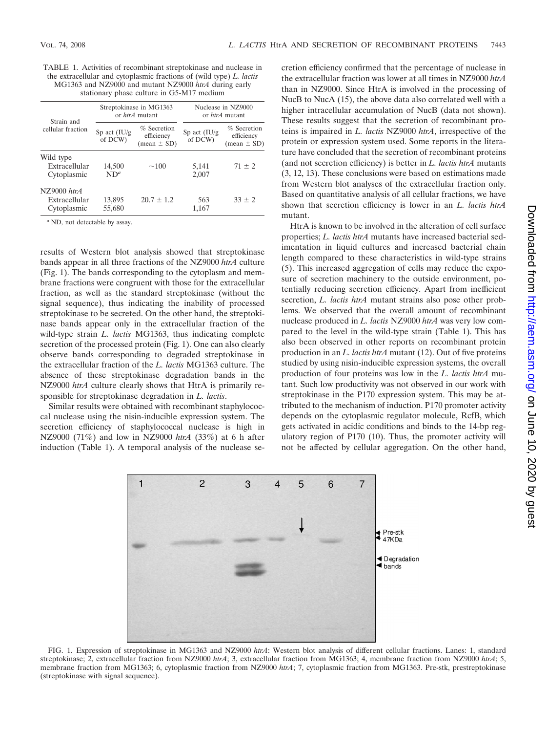TABLE 1. Activities of recombinant streptokinase and nuclease in the extracellular and cytoplasmic fractions of (wild type) *L. lactis* MG1363 and NZ9000 and mutant NZ9000 *htrA* during early stationary phase culture in G5-M17 medium

| Strain and cellular fraction | Streptokinase in MG1363 or *htrA* mutant | | Nuclease in NZ9000 or *htrA* mutant | |
|---|---|---|---|---|
| | Sp act (IU/g of DCW) | % Secretion efficiency (mean ± SD) | Sp act (IU/g of DCW) | % Secretion efficiency (mean ± SD) |
| Wild type | | | | |
| Extracellular | 14,500 | ~100 | 5,141 | 71 ± 2 |
| Cytoplasmic | ND[a] | | 2,007 | |
| NZ9000 *htrA* | | | | |
| Extracellular | 13,895 | 20.7 ± 1.2 | 563 | 33 ± 2 |
| Cytoplasmic | 55,680 | | 1,167 | |

[a] ND, not detectable by assay.

results of Western blot analysis showed that streptokinase bands appear in all three fractions of the NZ9000 *htrA* culture (Fig. 1). The bands corresponding to the cytoplasm and membrane fractions were congruent with those for the extracellular fraction, as well as the standard streptokinase (without the signal sequence), thus indicating the inability of processed streptokinase to be secreted. On the other hand, the streptokinase bands appear only in the extracellular fraction of the wild-type strain *L. lactis* MG1363, thus indicating complete secretion of the processed protein (Fig. 1). One can also clearly observe bands corresponding to degraded streptokinase in the extracellular fraction of the *L. lactis* MG1363 culture. The absence of these streptokinase degradation bands in the NZ9000 *htrA* culture clearly shows that HtrA is primarily responsible for streptokinase degradation in *L. lactis*.

Similar results were obtained with recombinant staphylococcal nuclease using the nisin-inducible expression system. The secretion efficiency of staphylococcal nuclease is high in NZ9000 (71%) and low in NZ9000 *htrA* (33%) at 6 h after induction (Table 1). A temporal analysis of the nuclease secretion efficiency confirmed that the percentage of nuclease in the extracellular fraction was lower at all times in NZ9000 *htrA* than in NZ9000. Since HtrA is involved in the processing of NucB to NucA (15), the above data also correlated well with a higher intracellular accumulation of NucB (data not shown). These results suggest that the secretion of recombinant proteins is impaired in *L. lactis* NZ9000 *htrA*, irrespective of the protein or expression system used. Some reports in the literature have concluded that the secretion of recombinant proteins (and not secretion efficiency) is better in *L. lactis htrA* mutants (3, 12, 13). These conclusions were based on estimations made from Western blot analyses of the extracellular fraction only. Based on quantitative analysis of all cellular fractions, we have shown that secretion efficiency is lower in an *L. lactis htrA* mutant.

HtrA is known to be involved in the alteration of cell surface properties; *L. lactis htrA* mutants have increased bacterial sedimentation in liquid cultures and increased bacterial chain length compared to these characteristics in wild-type strains (5). This increased aggregation of cells may reduce the exposure of secretion machinery to the outside environment, potentially reducing secretion efficiency. Apart from inefficient secretion, *L. lactis htrA* mutant strains also pose other problems. We observed that the overall amount of recombinant nuclease produced in *L. lactis* NZ9000 *htrA* was very low compared to the level in the wild-type strain (Table 1). This has also been observed in other reports on recombinant protein production in an *L. lactis htrA* mutant (12). Out of five proteins studied by using nisin-inducible expression systems, the overall production of four proteins was low in the *L. lactis htrA* mutant. Such low productivity was not observed in our work with streptokinase in the P170 expression system. This may be attributed to the mechanism of induction. P170 promoter activity depends on the cytoplasmic regulator molecule, RcfB, which gets activated in acidic conditions and binds to the 14-bp regulatory region of P170 (10). Thus, the promoter activity will not be affected by cellular aggregation. On the other hand,

FIG. 1. Expression of streptokinase in MG1363 and NZ9000 *htrA*: Western blot analysis of different cellular fractions. Lanes: 1, standard streptokinase; 2, extracellular fraction from NZ9000 *htrA*; 3, extracellular fraction from MG1363; 4, membrane fraction from NZ9000 *htrA*; 5, membrane fraction from MG1363; 6, cytoplasmic fraction from NZ9000 *htrA*; 7, cytoplasmic fraction from MG1363. Pre-stk, prestreptokinase (streptokinase with signal sequence).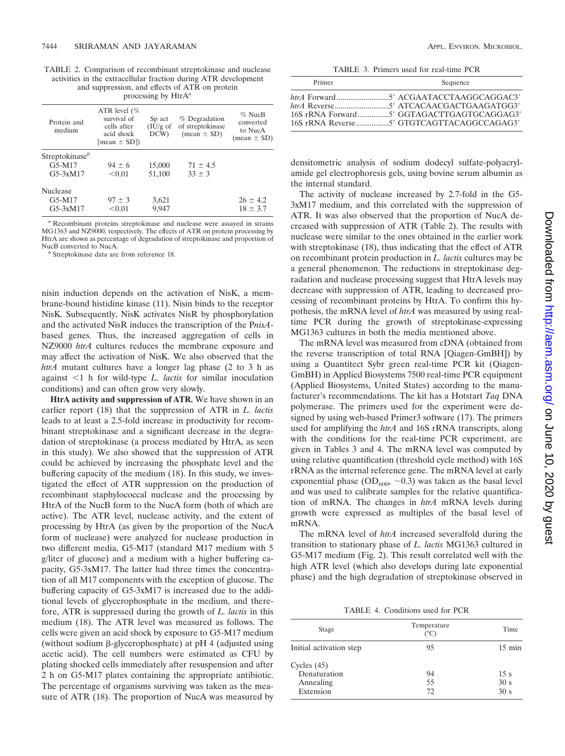TABLE 2. Comparison of recombinant streptokinase and nuclease activities in the extracellular fraction during ATR development and suppression, and effects of ATR on protein processing by HtrA[a]

| Protein and medium | ATR level (% survival of cells after acid shock [mean ± SD]) | Sp act (IU/g of DCW) | % Degradation of streptokinase (mean ± SD) | % NucB converted to NucA (mean ± SD) |
|---|---|---|---|---|
| Streptokinase[b] | | | | |
| G5-M17 | 94 ± 6 | 15,000 | 71 ± 4.5 | |
| G5-3xM17 | <0.01 | 51,100 | 33 ± 3 | |
| Nuclease | | | | |
| G5-M17 | 97 ± 3 | 3,621 | | 26 ± 4.2 |
| G5-3xM17 | <0.01 | 9,947 | | 18 ± 3.7 |

[a] Recombinant proteins streptokinase and nuclease were assayed in strains MG1363 and NZ9000, respectively. The effects of ATR on protein processing by HtrA are shown as percentage of degradation of streptokinase and proportion of NucB converted to NucA.

[b] Streptokinase data are from reference 18.

nisin induction depends on the activation of NisK, a membrane-bound histidine kinase (11). Nisin binds to the receptor NisK. Subsequently, NisK activates NisR by phosphorylation and the activated NisR induces the transcription of the P*nisA*-based genes. Thus, the increased aggregation of cells in NZ9000 *htrA* cultures reduces the membrane exposure and may affect the activation of NisK. We also observed that the *htrA* mutant cultures have a longer lag phase (2 to 3 h as against <1 h for wild-type *L. lactis* for similar inoculation conditions) and can often grow very slowly.

**HtrA activity and suppression of ATR.** We have shown in an earlier report (18) that the suppression of ATR in *L. lactis* leads to at least a 2.5-fold increase in productivity for recombinant streptokinase and a significant decrease in the degradation of streptokinase (a process mediated by HtrA, as seen in this study). We also showed that the suppression of ATR could be achieved by increasing the phosphate level and the buffering capacity of the medium (18). In this study, we investigated the effect of ATR suppression on the production of recombinant staphylococcal nuclease and the processing by HtrA of the NucB form to the NucA form (both of which are active). The ATR level, nuclease activity, and the extent of processing by HtrA (as given by the proportion of the NucA form of nuclease) were analyzed for nuclease production in two different media, G5-M17 (standard M17 medium with 5 g/liter of glucose) and a medium with a higher buffering capacity, G5-3xM17. The latter had three times the concentration of all M17 components with the exception of glucose. The buffering capacity of G5-3xM17 is increased due to the additional levels of glycerophosphate in the medium, and therefore, ATR is suppressed during the growth of *L. lactis* in this medium (18). The ATR level was measured as follows. The cells were given an acid shock by exposure to G5-M17 medium (without sodium β-glycerophosphate) at pH 4 (adjusted using acetic acid). The cell numbers were estimated as CFU by plating shocked cells immediately after resuspension and after 2 h on G5-M17 plates containing the appropriate antibiotic. The percentage of organisms surviving was taken as the measure of ATR (18). The proportion of NucA was measured by densitometric analysis of sodium dodecyl sulfate-polyacrylamide gel electrophoresis gels, using bovine serum albumin as the internal standard.

The activity of nuclease increased by 2.7-fold in the G5-3xM17 medium, and this correlated with the suppression of ATR. It was also observed that the proportion of NucA decreased with suppression of ATR (Table 2). The results with nuclease were similar to the ones obtained in the earlier work with streptokinase (18), thus indicating that the effect of ATR on recombinant protein production in *L. lactis* cultures may be a general phenomenon. The reductions in streptokinase degradation and nuclease processing suggest that HtrA levels may decrease with suppression of ATR, leading to decreased processing of recombinant proteins by HtrA. To confirm this hypothesis, the mRNA level of *htrA* was measured by using real-time PCR during the growth of streptokinase-expressing MG1363 cultures in both the media mentioned above.

The mRNA level was measured from cDNA (obtained from the reverse transcription of total RNA [Qiagen-GmBH]) by using a Quantitect Sybr green real-time PCR kit (Qiagen-GmBH) in Applied Biosystems 7500 real-time PCR equipment (Applied Biosystems, United States) according to the manufacturer's recommendations. The kit has a Hotstart *Taq* DNA polymerase. The primers used for the experiment were designed by using web-based Primer3 software (17). The primers used for amplifying the *htrA* and 16S rRNA transcripts, along with the conditions for the real-time PCR experiment, are given in Tables 3 and 4. The mRNA level was computed by using relative quantification (threshold cycle method) with 16S rRNA as the internal reference gene. The mRNA level at early exponential phase ($OD_{600}$, ~0.3) was taken as the basal level and was used to calibrate samples for the relative quantification of mRNA. The changes in *htrA* mRNA levels during growth were expressed as multiples of the basal level of mRNA.

The mRNA level of *htrA* increased severalfold during the transition to stationary phase of *L. lactis* MG1363 cultured in G5-M17 medium (Fig. 2). This result correlated well with the high ATR level (which also develops during late exponential phase) and the high degradation of streptokinase observed in

TABLE 3. Primers used for real-time PCR

| Primer | Sequence |
|---|---|
| *htrA* Forward | 5′ ACGAATACCTAAGGCAGGAC3′ |
| *htrA* Reverse | 5′ ATCACAACGACTGAAGATGG3′ |
| 16S rRNA Forward | 5′ GGTAGACTTGAGTGCAGGAG3′ |
| 16S rRNA Reverse | 5′ GTGTCAGTTACAGGCCAGAG3′ |

TABLE 4. Conditions used for PCR

| Stage | Temperature (°C) | Time |
|---|---|---|
| Initial activation step | 95 | 15 min |
| Cycles (45) | | |
| Denaturation | 94 | 15 s |
| Annealing | 55 | 30 s |
| Extension | 72 | 30 s |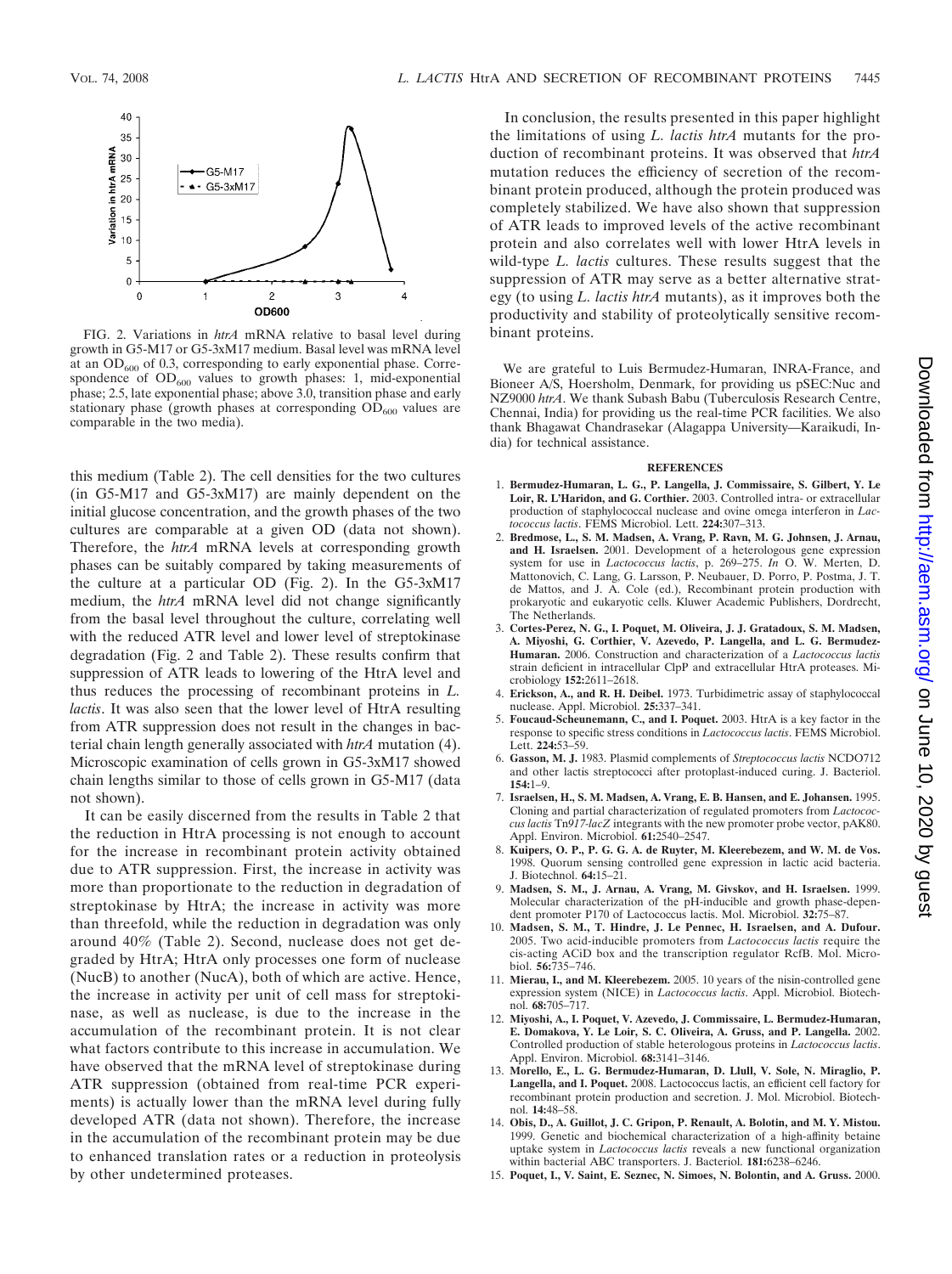FIG. 2. Variations in *htrA* mRNA relative to basal level during growth in G5-M17 or G5-3xM17 medium. Basal level was mRNA level at an $OD_{600}$ of 0.3, corresponding to early exponential phase. Correspondence of $OD_{600}$ values to growth phases: 1, mid-exponential phase; 2.5, late exponential phase; above 3.0, transition phase and early stationary phase (growth phases at corresponding $OD_{600}$ values are comparable in the two media).

this medium (Table 2). The cell densities for the two cultures (in G5-M17 and G5-3xM17) are mainly dependent on the initial glucose concentration, and the growth phases of the two cultures are comparable at a given OD (data not shown). Therefore, the *htrA* mRNA levels at corresponding growth phases can be suitably compared by taking measurements of the culture at a particular OD (Fig. 2). In the G5-3xM17 medium, the *htrA* mRNA level did not change significantly from the basal level throughout the culture, correlating well with the reduced ATR level and lower level of streptokinase degradation (Fig. 2 and Table 2). These results confirm that suppression of ATR leads to lowering of the HtrA level and thus reduces the processing of recombinant proteins in *L. lactis*. It was also seen that the lower level of HtrA resulting from ATR suppression does not result in the changes in bacterial chain length generally associated with *htrA* mutation (4). Microscopic examination of cells grown in G5-3xM17 showed chain lengths similar to those of cells grown in G5-M17 (data not shown).

It can be easily discerned from the results in Table 2 that the reduction in HtrA processing is not enough to account for the increase in recombinant protein activity obtained due to ATR suppression. First, the increase in activity was more than proportionate to the reduction in degradation of streptokinase by HtrA; the increase in activity was more than threefold, while the reduction in degradation was only around 40% (Table 2). Second, nuclease does not get degraded by HtrA; HtrA only processes one form of nuclease (NucB) to another (NucA), both of which are active. Hence, the increase in activity per unit of cell mass for streptokinase, as well as nuclease, is due to the increase in the accumulation of the recombinant protein. It is not clear what factors contribute to this increase in accumulation. We have observed that the mRNA level of streptokinase during ATR suppression (obtained from real-time PCR experiments) is actually lower than the mRNA level during fully developed ATR (data not shown). Therefore, the increase in the accumulation of the recombinant protein may be due to enhanced translation rates or a reduction in proteolysis by other undetermined proteases.

In conclusion, the results presented in this paper highlight the limitations of using *L. lactis htrA* mutants for the production of recombinant proteins. It was observed that *htrA* mutation reduces the efficiency of secretion of the recombinant protein produced, although the protein produced was completely stabilized. We have also shown that suppression of ATR leads to improved levels of the active recombinant protein and also correlates well with lower HtrA levels in wild-type *L. lactis* cultures. These results suggest that the suppression of ATR may serve as a better alternative strategy (to using *L. lactis htrA* mutants), as it improves both the productivity and stability of proteolytically sensitive recombinant proteins.

We are grateful to Luis Bermudez-Humaran, INRA-France, and Bioneer A/S, Hoersholm, Denmark, for providing us pSEC:Nuc and NZ9000 *htrA*. We thank Subash Babu (Tuberculosis Research Centre, Chennai, India) for providing us the real-time PCR facilities. We also thank Bhagawat Chandrasekar (Alagappa University—Karaikudi, India) for technical assistance.

## REFERENCES

1. **Bermudez-Humaran, L. G., P. Langella, J. Commissaire, S. Gilbert, Y. Le Loir, R. L'Haridon, and G. Corthier.** 2003. Controlled intra- or extracellular production of staphylococcal nuclease and ovine omega interferon in *Lactococcus lactis*. FEMS Microbiol. Lett. **224:**307–313.
2. **Bredmose, L., S. M. Madsen, A. Vrang, P. Ravn, M. G. Johnsen, J. Arnau, and H. Israelsen.** 2001. Development of a heterologous gene expression system for use in *Lactococcus lactis*, p. 269–275. *In* O. W. Merten, D. Mattonovich, C. Lang, G. Larsson, P. Neubauer, D. Porro, P. Postma, J. T. de Mattos, and J. A. Cole (ed.), Recombinant protein production with prokaryotic and eukaryotic cells. Kluwer Academic Publishers, Dordrecht, The Netherlands.
3. **Cortes-Perez, N. G., I. Poquet, M. Oliveira, J. J. Gratadoux, S. M. Madsen, A. Miyoshi, G. Corthier, V. Azevedo, P. Langella, and L. G. Bermudez-Humaran.** 2006. Construction and characterization of a *Lactococcus lactis* strain deficient in intracellular ClpP and extracellular HtrA proteases. Microbiology **152:**2611–2618.
4. **Erickson, A., and R. H. Deibel.** 1973. Turbidimetric assay of staphylococcal nuclease. Appl. Microbiol. **25:**337–341.
5. **Foucaud-Scheunemann, C., and I. Poquet.** 2003. HtrA is a key factor in the response to specific stress conditions in *Lactococcus lactis*. FEMS Microbiol. Lett. **224:**53–59.
6. **Gasson, M. J.** 1983. Plasmid complements of *Streptococcus lactis* NCDO712 and other lactis streptococci after protoplast-induced curing. J. Bacteriol. **154:**1–9.
7. **Israelsen, H., S. M. Madsen, A. Vrang, E. B. Hansen, and E. Johansen.** 1995. Cloning and partial characterization of regulated promoters from *Lactococcus lactis* Tn*917-lacZ* integrants with the new promoter probe vector, pAK80. Appl. Environ. Microbiol. **61:**2540–2547.
8. **Kuipers, O. P., P. G. G. A. de Ruyter, M. Kleerebezem, and W. M. de Vos.** 1998. Quorum sensing controlled gene expression in lactic acid bacteria. J. Biotechnol. **64:**15–21.
9. **Madsen, S. M., J. Arnau, A. Vrang, M. Givskov, and H. Israelsen.** 1999. Molecular characterization of the pH-inducible and growth phase-dependent promoter P170 of Lactococcus lactis. Mol. Microbiol. **32:**75–87.
10. **Madsen, S. M., T. Hindre, J. Le Pennec, H. Israelsen, and A. Dufour.** 2005. Two acid-inducible promoters from *Lactococcus lactis* require the cis-acting ACiD box and the transcription regulator RcfB. Mol. Microbiol. **56:**735–746.
11. **Mierau, I., and M. Kleerebezem.** 2005. 10 years of the nisin-controlled gene expression system (NICE) in *Lactococcus lactis*. Appl. Microbiol. Biotechnol. **68:**705–717.
12. **Miyoshi, A., I. Poquet, V. Azevedo, J. Commissaire, L. Bermudez-Humaran, E. Domakova, Y. Le Loir, S. C. Oliveira, A. Gruss, and P. Langella.** 2002. Controlled production of stable heterologous proteins in *Lactococcus lactis*. Appl. Environ. Microbiol. **68:**3141–3146.
13. **Morello, E., L. G. Bermudez-Humaran, D. Llull, V. Sole, N. Miraglio, P. Langella, and I. Poquet.** 2008. Lactococcus lactis, an efficient cell factory for recombinant protein production and secretion. J. Mol. Microbiol. Biotechnol. **14:**48–58.
14. **Obis, D., A. Guillot, J. C. Gripon, P. Renault, A. Bolotin, and M. Y. Mistou.** 1999. Genetic and biochemical characterization of a high-affinity betaine uptake system in *Lactococcus lactis* reveals a new functional organization within bacterial ABC transporters. J. Bacteriol. **181:**6238–6246.
15. **Poquet, I., V. Saint, E. Seznec, N. Simoes, N. Bolontin, and A. Gruss.** 2000.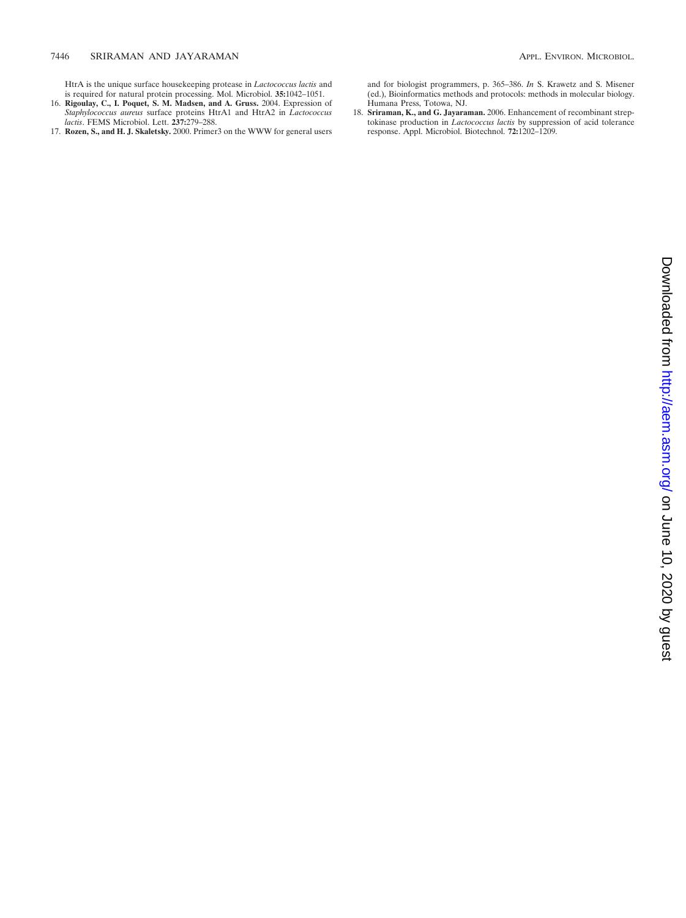HtrA is the unique surface housekeeping protease in *Lactococcus lactis* and is required for natural protein processing. Mol. Microbiol. **35:**1042–1051.

16. **Rigoulay, C., I. Poquet, S. M. Madsen, and A. Gruss.** 2004. Expression of *Staphylococcus aureus* surface proteins HtrA1 and HtrA2 in *Lactococcus lactis*. FEMS Microbiol. Lett. **237:**279–288.
17. **Rozen, S., and H. J. Skaletsky.** 2000. Primer3 on the WWW for general users and for biologist programmers, p. 365–386. *In* S. Krawetz and S. Misener (ed.), Bioinformatics methods and protocols: methods in molecular biology. Humana Press, Totowa, NJ.
18. **Sriraman, K., and G. Jayaraman.** 2006. Enhancement of recombinant streptokinase production in *Lactococcus lactis* by suppression of acid tolerance response. Appl. Microbiol. Biotechnol. **72:**1202–1209.